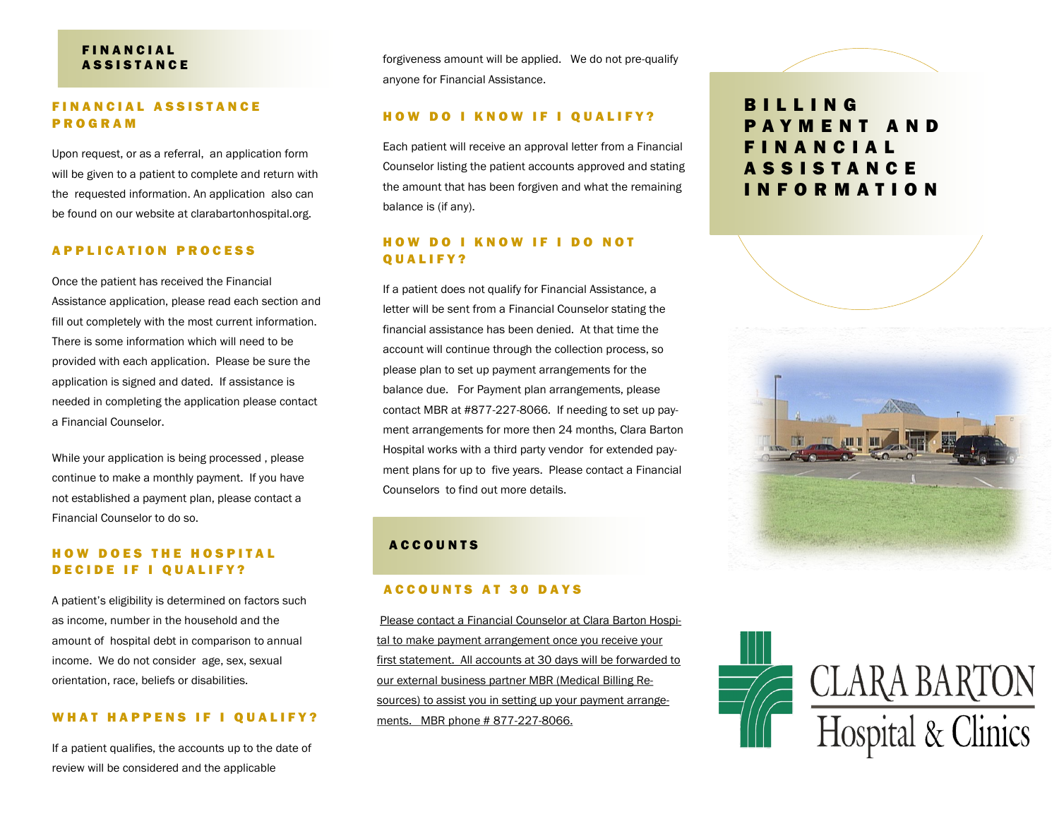# FINANCIAL ASSISTANCE

## FINANCIAL ASSISTANCE PROGRAM

Upon request, or as a referral, an application form will be given to a patient to complete and return with the requested information. An application also can be found on our website at clarabartonhospital.org.

## APPLICATION PROCESS

Once the patient has received the Financial Assistance application, please read each section and fill out completely with the most current information. There is some information which will need to be provided with each application. Please be sure the application is signed and dated. If assistance is needed in completing the application please contact a Financial Counselor.

While your application is being processed , please continue to make a monthly payment. If you have not established a payment plan, please contact a Financial Counselor to do so.

## HOW DOES THE HOSPITAL DECIDE IF I QUALIFY?

A patient's eligibility is determined on factors such as income, number in the household and the amount of hospital debt in comparison to annual income. We do not consider age, sex, sexual orientation, race, beliefs or disabilities.

## WHAT HAPPENS IF I QUALIFY?

If a patient qualifies, the accounts up to the date of review will be considered and the applicable forgiveness amount will be applied. We do not pre-qualify anyone for Financial Assistance.

## HOW DO I KNOW IF I QUALIFY?

Each patient will receive an approval letter from a Financial Counselor listing the patient accounts approved and stating the amount that has been forgiven and what the remaining balance is (if any).

## HOW DO I KNOW IF I DO NOT QUALIFY?

If a patient does not qualify for Financial Assistance, a letter will be sent from a Financial Counselor stating the financial assistance has been denied. At that time the account will continue through the collection process, so please plan to set up payment arrangements for the balance due. For Payment plan arrangements, please contact MBR at #877-227-8066. If needing to set up payment arrangements for more then 24 months, Clara Barton Hospital works with a third party vendor for extended payment plans for up to five years. Please contact a Financial Counselors to find out more details.

# ACCOUNTS

## ACCOUNTS AT 30 DAYS

Please contact a Financial Counselor at Clara Barton Hospital to make payment arrangement once you receive your first statement. All accounts at 30 days will be forwarded to our external business partner MBR (Medical Billing Resources) to assist you in setting up your payment arrangements. MBR phone # 877-227-8066.

# BILLING PAYMENT AND FINANCIAL ASSISTANCE INFORMATION

CLARA BARTON
Hospital & Clinics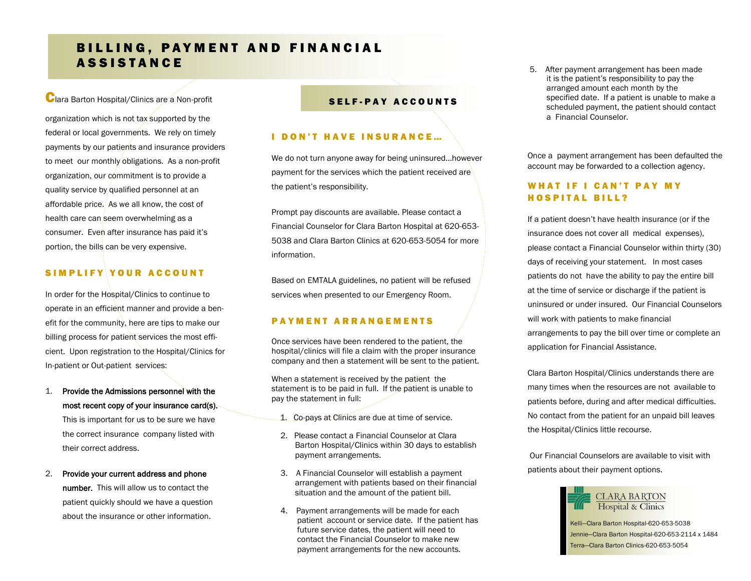# BILLING, PAYMENT AND FINANCIAL ASSISTANCE

Clara Barton Hospital/Clinics are a Non-profit organization which is not tax supported by the federal or local governments. We rely on timely payments by our patients and insurance providers to meet our monthly obligations. As a non-profit organization, our commitment is to provide a quality service by qualified personnel at an affordable price. As we all know, the cost of health care can seem overwhelming as a consumer. Even after insurance has paid it's portion, the bills can be very expensive.

## SIMPLIFY YOUR ACCOUNT

In order for the Hospital/Clinics to continue to operate in an efficient manner and provide a benefit for the community, here are tips to make our billing process for patient services the most efficient. Upon registration to the Hospital/Clinics for In-patient or Out-patient services:

1. **Provide the Admissions personnel with the most recent copy of your insurance card(s).** This is important for us to be sure we have the correct insurance company listed with their correct address.
2. **Provide your current address and phone number.** This will allow us to contact the patient quickly should we have a question about the insurance or other information.

## SELF-PAY ACCOUNTS

### I DON'T HAVE INSURANCE…

We do not turn anyone away for being uninsured…however payment for the services which the patient received are the patient's responsibility.

Prompt pay discounts are available. Please contact a Financial Counselor for Clara Barton Hospital at 620-653-5038 and Clara Barton Clinics at 620-653-5054 for more information.

Based on EMTALA guidelines, no patient will be refused services when presented to our Emergency Room.

### PAYMENT ARRANGEMENTS

Once services have been rendered to the patient, the hospital/clinics will file a claim with the proper insurance company and then a statement will be sent to the patient.

When a statement is received by the patient the statement is to be paid in full. If the patient is unable to pay the statement in full:

1. Co-pays at Clinics are due at time of service.
2. Please contact a Financial Counselor at Clara Barton Hospital/Clinics within 30 days to establish payment arrangements.
3. A Financial Counselor will establish a payment arrangement with patients based on their financial situation and the amount of the patient bill.
4. Payment arrangements will be made for each patient account or service date. If the patient has future service dates, the patient will need to contact the Financial Counselor to make new payment arrangements for the new accounts.
5. After payment arrangement has been made it is the patient's responsibility to pay the arranged amount each month by the specified date. If a patient is unable to make a scheduled payment, the patient should contact a Financial Counselor.

Once a payment arrangement has been defaulted the account may be forwarded to a collection agency.

### WHAT IF I CAN'T PAY MY HOSPITAL BILL?

If a patient doesn't have health insurance (or if the insurance does not cover all medical expenses), please contact a Financial Counselor within thirty (30) days of receiving your statement. In most cases patients do not have the ability to pay the entire bill at the time of service or discharge if the patient is uninsured or under insured. Our Financial Counselors will work with patients to make financial arrangements to pay the bill over time or complete an application for Financial Assistance.

Clara Barton Hospital/Clinics understands there are many times when the resources are not available to patients before, during and after medical difficulties. No contact from the patient for an unpaid bill leaves the Hospital/Clinics little recourse.

Our Financial Counselors are available to visit with patients about their payment options.

CLARA BARTON Hospital & Clinics

Kelli—Clara Barton Hospital-620-653-5038
Jennie—Clara Barton Hospital-620-653-2114 x 1484
Terra—Clara Barton Clinics-620-653-5054